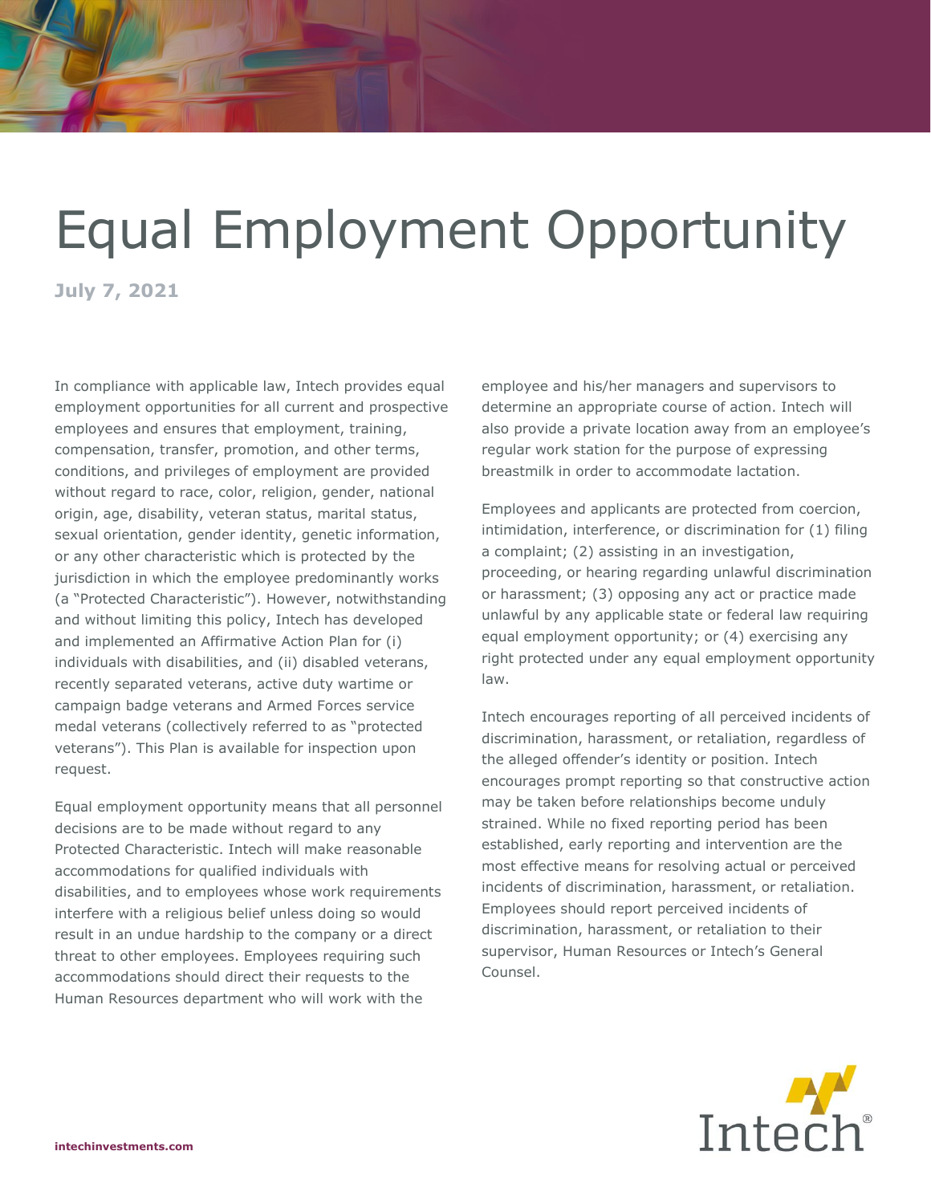# Equal Employment Opportunity

**July 7, 2021**

In compliance with applicable law, Intech provides equal employment opportunities for all current and prospective employees and ensures that employment, training, compensation, transfer, promotion, and other terms, conditions, and privileges of employment are provided without regard to race, color, religion, gender, national origin, age, disability, veteran status, marital status, sexual orientation, gender identity, genetic information, or any other characteristic which is protected by the jurisdiction in which the employee predominantly works (a "Protected Characteristic"). However, notwithstanding and without limiting this policy, Intech has developed and implemented an Affirmative Action Plan for (i) individuals with disabilities, and (ii) disabled veterans, recently separated veterans, active duty wartime or campaign badge veterans and Armed Forces service medal veterans (collectively referred to as "protected veterans"). This Plan is available for inspection upon request.

Equal employment opportunity means that all personnel decisions are to be made without regard to any Protected Characteristic. Intech will make reasonable accommodations for qualified individuals with disabilities, and to employees whose work requirements interfere with a religious belief unless doing so would result in an undue hardship to the company or a direct threat to other employees. Employees requiring such accommodations should direct their requests to the Human Resources department who will work with the employee and his/her managers and supervisors to determine an appropriate course of action. Intech will also provide a private location away from an employee's regular work station for the purpose of expressing breastmilk in order to accommodate lactation.

Employees and applicants are protected from coercion, intimidation, interference, or discrimination for (1) filing a complaint; (2) assisting in an investigation, proceeding, or hearing regarding unlawful discrimination or harassment; (3) opposing any act or practice made unlawful by any applicable state or federal law requiring equal employment opportunity; or (4) exercising any right protected under any equal employment opportunity law.

Intech encourages reporting of all perceived incidents of discrimination, harassment, or retaliation, regardless of the alleged offender's identity or position. Intech encourages prompt reporting so that constructive action may be taken before relationships become unduly strained. While no fixed reporting period has been established, early reporting and intervention are the most effective means for resolving actual or perceived incidents of discrimination, harassment, or retaliation. Employees should report perceived incidents of discrimination, harassment, or retaliation to their supervisor, Human Resources or Intech's General Counsel.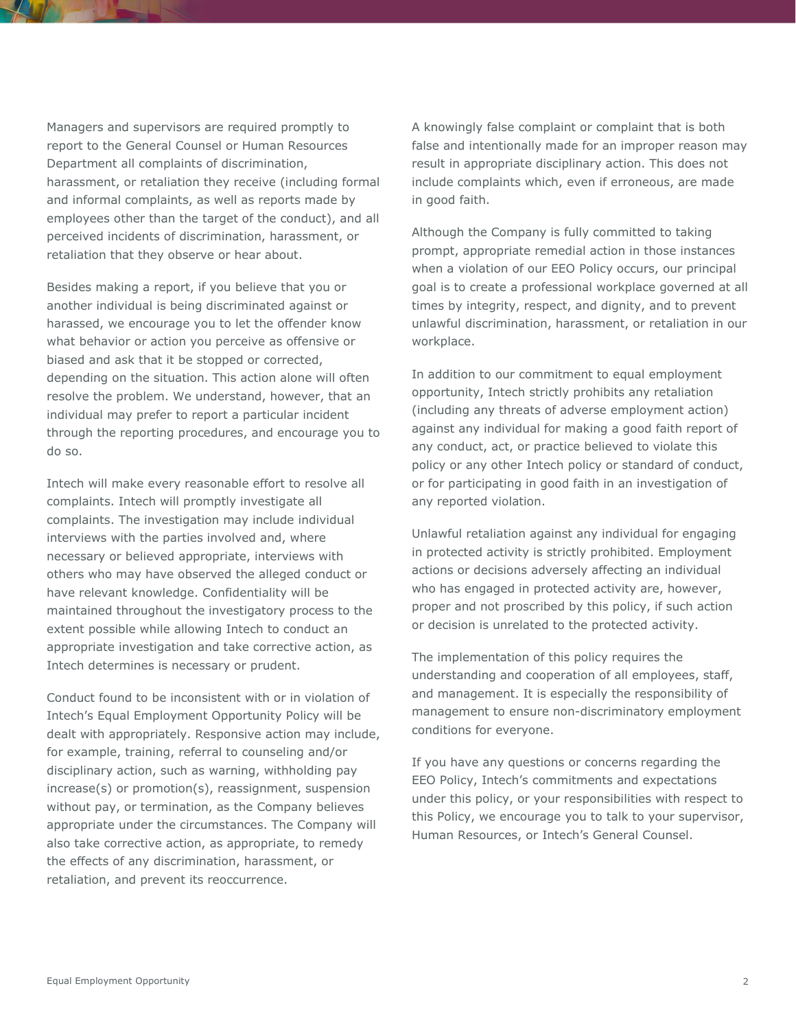Managers and supervisors are required promptly to report to the General Counsel or Human Resources Department all complaints of discrimination, harassment, or retaliation they receive (including formal and informal complaints, as well as reports made by employees other than the target of the conduct), and all perceived incidents of discrimination, harassment, or retaliation that they observe or hear about.

Besides making a report, if you believe that you or another individual is being discriminated against or harassed, we encourage you to let the offender know what behavior or action you perceive as offensive or biased and ask that it be stopped or corrected, depending on the situation. This action alone will often resolve the problem. We understand, however, that an individual may prefer to report a particular incident through the reporting procedures, and encourage you to do so.

Intech will make every reasonable effort to resolve all complaints. Intech will promptly investigate all complaints. The investigation may include individual interviews with the parties involved and, where necessary or believed appropriate, interviews with others who may have observed the alleged conduct or have relevant knowledge. Confidentiality will be maintained throughout the investigatory process to the extent possible while allowing Intech to conduct an appropriate investigation and take corrective action, as Intech determines is necessary or prudent.

Conduct found to be inconsistent with or in violation of Intech's Equal Employment Opportunity Policy will be dealt with appropriately. Responsive action may include, for example, training, referral to counseling and/or disciplinary action, such as warning, withholding pay increase(s) or promotion(s), reassignment, suspension without pay, or termination, as the Company believes appropriate under the circumstances. The Company will also take corrective action, as appropriate, to remedy the effects of any discrimination, harassment, or retaliation, and prevent its reoccurrence.

A knowingly false complaint or complaint that is both false and intentionally made for an improper reason may result in appropriate disciplinary action. This does not include complaints which, even if erroneous, are made in good faith.

Although the Company is fully committed to taking prompt, appropriate remedial action in those instances when a violation of our EEO Policy occurs, our principal goal is to create a professional workplace governed at all times by integrity, respect, and dignity, and to prevent unlawful discrimination, harassment, or retaliation in our workplace.

In addition to our commitment to equal employment opportunity, Intech strictly prohibits any retaliation (including any threats of adverse employment action) against any individual for making a good faith report of any conduct, act, or practice believed to violate this policy or any other Intech policy or standard of conduct, or for participating in good faith in an investigation of any reported violation.

Unlawful retaliation against any individual for engaging in protected activity is strictly prohibited. Employment actions or decisions adversely affecting an individual who has engaged in protected activity are, however, proper and not proscribed by this policy, if such action or decision is unrelated to the protected activity.

The implementation of this policy requires the understanding and cooperation of all employees, staff, and management. It is especially the responsibility of management to ensure non-discriminatory employment conditions for everyone.

If you have any questions or concerns regarding the EEO Policy, Intech's commitments and expectations under this policy, or your responsibilities with respect to this Policy, we encourage you to talk to your supervisor, Human Resources, or Intech's General Counsel.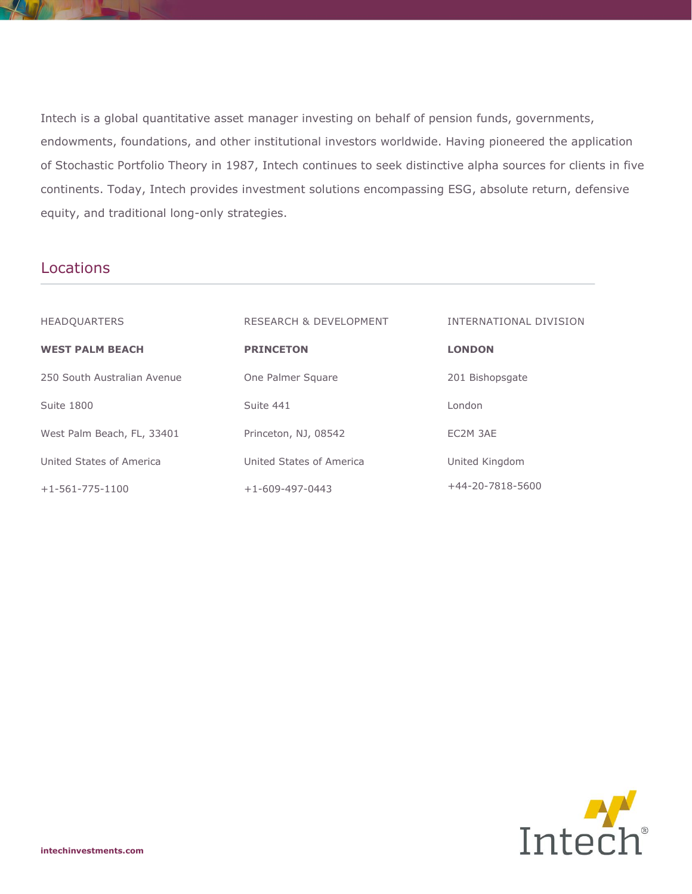Intech is a global quantitative asset manager investing on behalf of pension funds, governments, endowments, foundations, and other institutional investors worldwide. Having pioneered the application of Stochastic Portfolio Theory in 1987, Intech continues to seek distinctive alpha sources for clients in five continents. Today, Intech provides investment solutions encompassing ESG, absolute return, defensive equity, and traditional long-only strategies.

## Locations

HEADQUARTERS

**WEST PALM BEACH**

250 South Australian Avenue

Suite 1800

West Palm Beach, FL, 33401

United States of America

+1-561-775-1100

RESEARCH & DEVELOPMENT

**PRINCETON**

One Palmer Square

Suite 441

Princeton, NJ, 08542

United States of America

+1-609-497-0443

INTERNATIONAL DIVISION

**LONDON**

201 Bishopsgate

London

EC2M 3AE

United Kingdom

+44-20-7818-5600

**intechinvestments.com**

Intech®